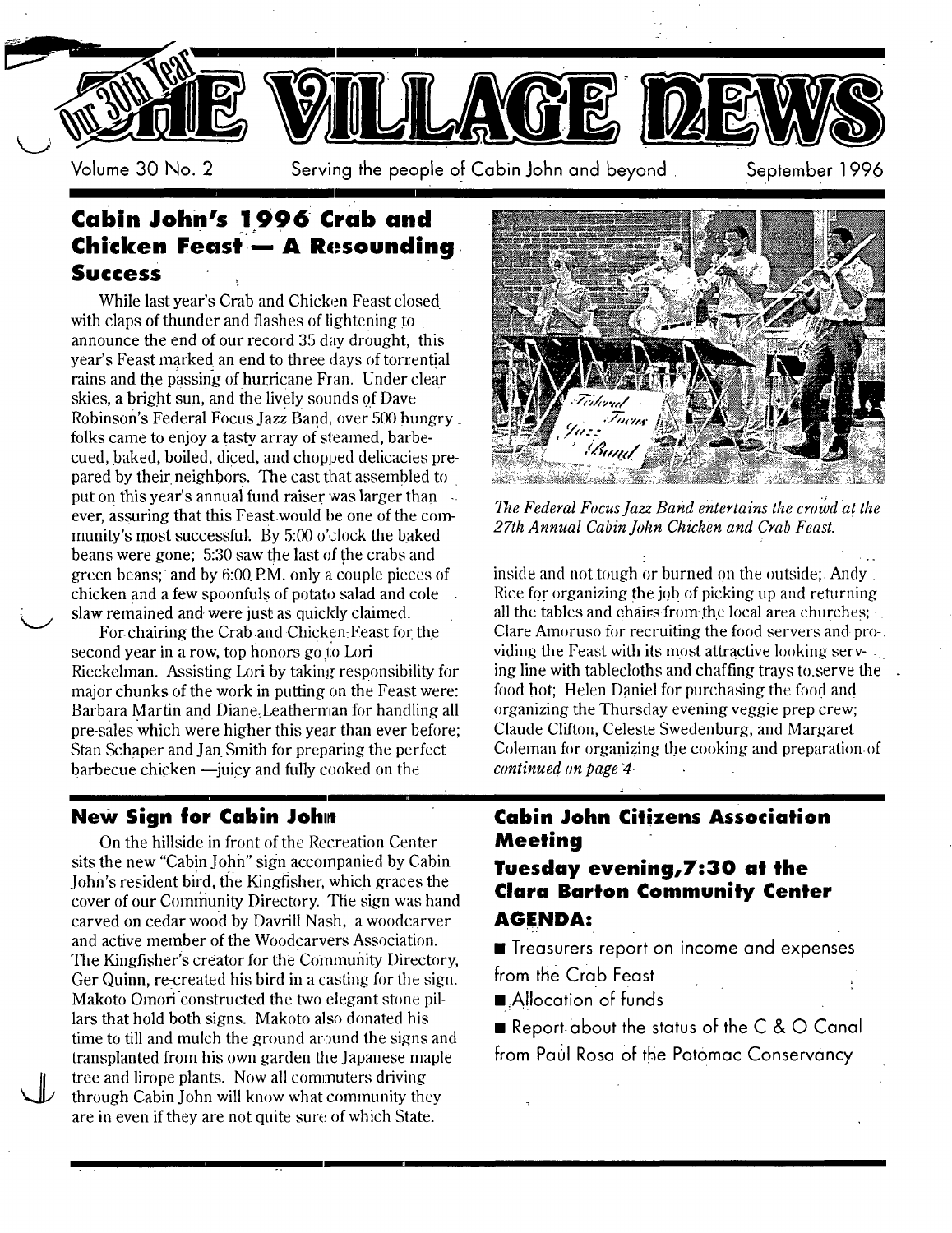# THE VILLAGE NEWS

Our 30th Year

Volume 30 No. 2 — Serving the people of Cabin John and beyond — September 1996

## Cabin John's 1996 Crab and Chicken Feast — A Resounding Success

While last year's Crab and Chicken Feast closed with claps of thunder and flashes of lightening to announce the end of our record 35 day drought, this year's Feast marked an end to three days of torrential rains and the passing of hurricane Fran. Under clear skies, a bright sun, and the lively sounds of Dave Robinson's Federal Focus Jazz Band, over 500 hungry folks came to enjoy a tasty array of steamed, barbecued, baked, boiled, diced, and chopped delicacies prepared by their neighbors. The cast that assembled to put on this year's annual fund raiser was larger than ever, assuring that this Feast would be one of the community's most successful. By 5:00 o'clock the baked beans were gone; 5:30 saw the last of the crabs and green beans; and by 6:00 P.M. only a couple pieces of chicken and a few spoonfuls of potato salad and cole slaw remained and were just as quickly claimed.

For chairing the Crab and Chicken Feast for the second year in a row, top honors go to Lori Rieckelman. Assisting Lori by taking responsibility for major chunks of the work in putting on the Feast were: Barbara Martin and Diane Leatherman for handling all pre-sales which were higher this year than ever before; Stan Schaper and Jan Smith for preparing the perfect barbecue chicken —juicy and fully cooked on the inside and not tough or burned on the outside; Andy Rice for organizing the job of picking up and returning all the tables and chairs from the local area churches; Clare Amoruso for recruiting the food servers and providing the Feast with its most attractive looking serving line with tablecloths and chaffing trays to serve the food hot; Helen Daniel for purchasing the food and organizing the Thursday evening veggie prep crew; Claude Clifton, Celeste Swedenburg, and Margaret Coleman for organizing the cooking and preparation of *continued on page 4*

*The Federal Focus Jazz Band entertains the crowd at the 27th Annual Cabin John Chicken and Crab Feast.*

## New Sign for Cabin John

On the hillside in front of the Recreation Center sits the new "Cabin John" sign accompanied by Cabin John's resident bird, the Kingfisher, which graces the cover of our Community Directory. The sign was hand carved on cedar wood by Davrill Nash, a woodcarver and active member of the Woodcarvers Association. The Kingfisher's creator for the Community Directory, Ger Quinn, re-created his bird in a casting for the sign. Makoto Omori constructed the two elegant stone pillars that hold both signs. Makoto also donated his time to till and mulch the ground around the signs and transplanted from his own garden the Japanese maple tree and lirope plants. Now all commuters driving through Cabin John will know what community they are in even if they are not quite sure of which State.

## Cabin John Citizens Association Meeting

### Tuesday evening, 7:30 at the Clara Barton Community Center

### AGENDA:

- Treasurers report on income and expenses from the Crab Feast
- Allocation of funds
- Report about the status of the C & O Canal from Paul Rosa of the Potomac Conservancy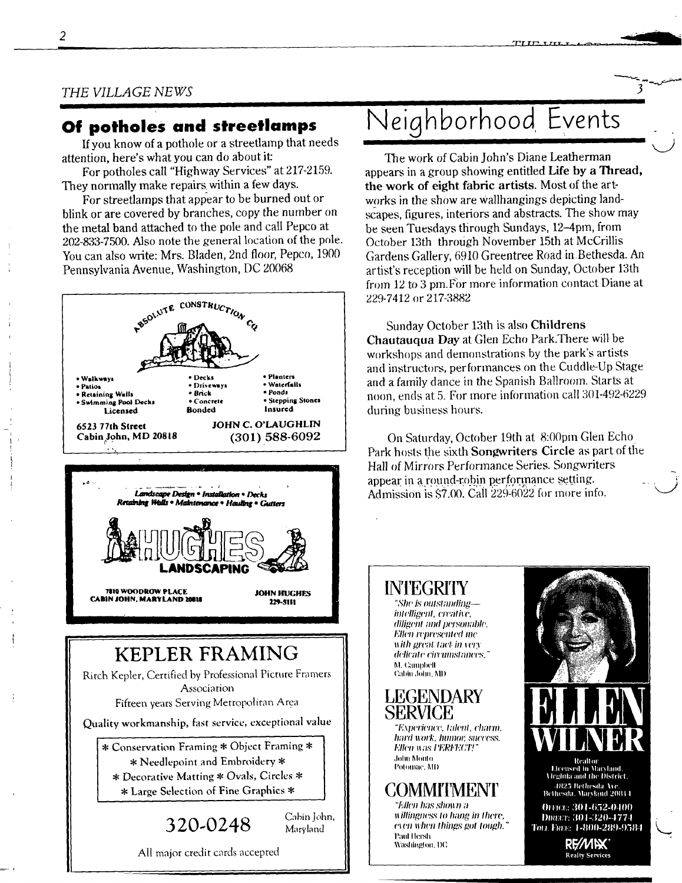## Of potholes and streetlamps

If you know of a pothole or a streetlamp that needs attention, here's what you can do about it:

For potholes call "Highway Services" at 217-2159. They normally make repairs within a few days.

For streetlamps that appear to be burned out or blink or are covered by branches, copy the number on the metal band attached to the pole and call Pepco at 202-833-7500. Also note the general location of the pole. You can also write: Mrs. Bladen, 2nd floor, Pepco, 1900 Pennsylvania Avenue, Washington, DC 20068

ABSOLUTE CONSTRUCTION CO.

- Walkways
- Patios
- Retaining Walls
- Swimming Pool Decks
- Decks
- Driveways
- Brick
- Concrete
- Planters
- Waterfalls
- Ponds
- Stepping Stones

Licensed Bonded Insured

6523 77th Street
Cabin John, MD 20818

JOHN C. O'LAUGHLIN
(301) 588-6092

*Landscape Design • Installation • Decks*
*Retaining Walls • Maintenance • Hauling • Gutters*

HUGHES LANDSCAPING

7810 WOODROW PLACE
CABIN JOHN, MARYLAND 20818

JOHN HUGHES
229-5111

## KEPLER FRAMING

Ritch Kepler, Certified by Professional Picture Framers Association

Fifteen years Serving Metropolitan Area

Quality workmanship, fast service, exceptional value

* Conservation Framing * Object Framing *
* Needlepoint and Embroidery *
* Decorative Matting * Ovals, Circles *
* Large Selection of Fine Graphics *

320-0248 Cabin John, Maryland

All major credit cards accepted

# Neighborhood Events

The work of Cabin John's Diane Leatherman appears in a group showing entitled **Life by a Thread, the work of eight fabric artists.** Most of the artworks in the show are wallhangings depicting landscapes, figures, interiors and abstracts. The show may be seen Tuesdays through Sundays, 12–4pm, from October 13th through November 15th at McCrillis Gardens Gallery, 6910 Greentree Road in Bethesda. An artist's reception will be held on Sunday, October 13th from 12 to 3 pm. For more information contact Diane at 229-7412 or 217-3882

Sunday October 13th is also **Childrens Chautauqua Day** at Glen Echo Park. There will be workshops and demonstrations by the park's artists and instructors, performances on the Cuddle-Up Stage and a family dance in the Spanish Ballroom. Starts at noon, ends at 5. For more information call 301-492-6229 during business hours.

On Saturday, October 19th at 8:00pm Glen Echo Park hosts the sixth **Songwriters Circle** as part of the Hall of Mirrors Performance Series. Songwriters appear in a round-robin performance setting. Admission is $7.00. Call 229-6022 for more info.

### INTEGRITY

*"She is outstanding—intelligent, creative, diligent and personable. Ellen represented me with great tact in very delicate circumstances."*
M. Campbell
Cabin John, MD

### LEGENDARY SERVICE

*"Experience, talent, charm, hard work, humor, success. Ellen was PERFECT!"*
John Monto
Potomac, MD

### COMMITMENT

*"Ellen has shown a willingness to hang in there, even when things got tough."*
Paul Hersh
Washington, DC

ELLEN WILNER

Realtor
Licensed in Maryland, Virginia and the District.
4825 Bethesda Ave.
Bethesda, Maryland 20814

OFFICE: 301-652-0400
DIRECT: 301-320-4774
TOLL FREE: 1-800-289-9584

RE/MAX Realty Services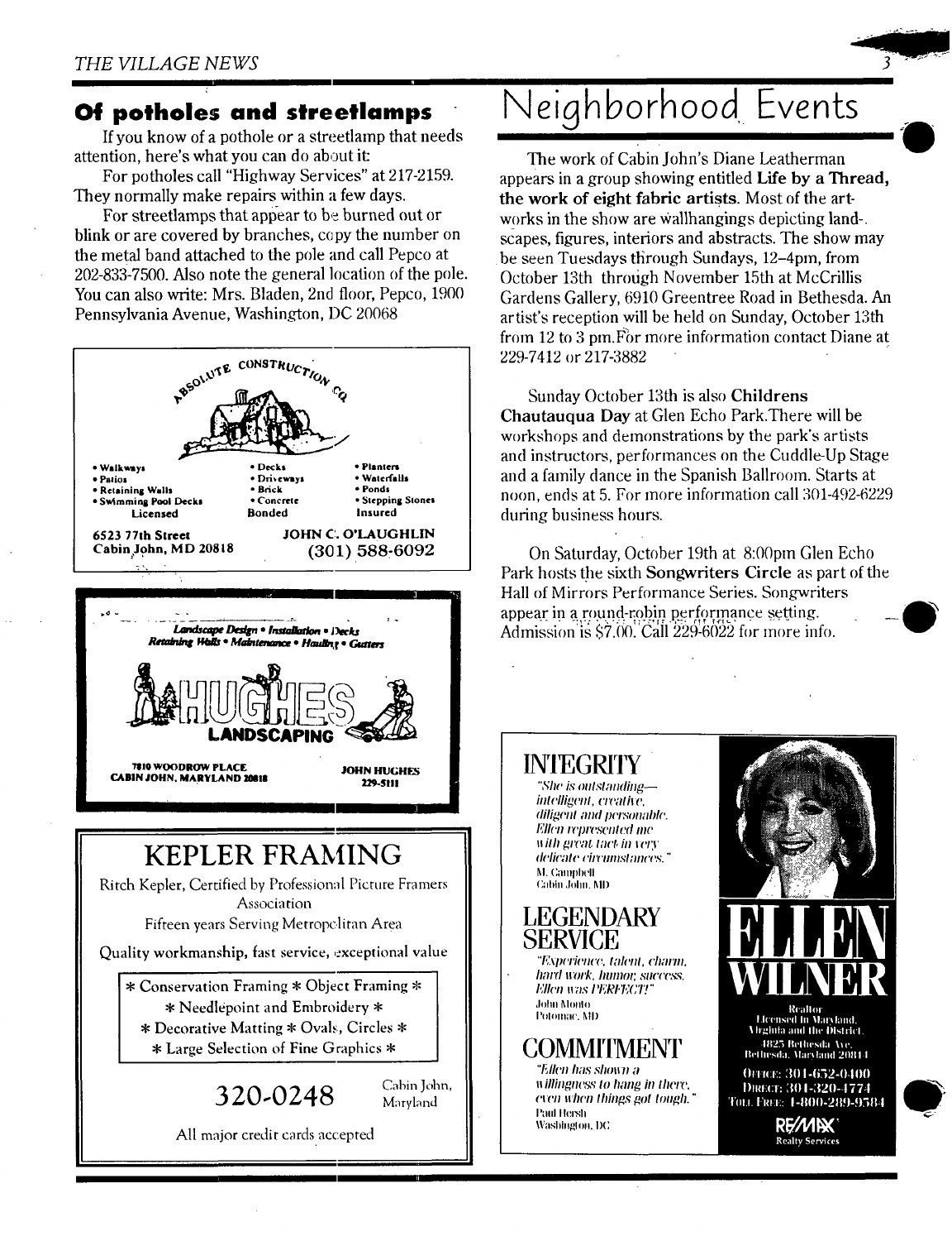## Of potholes and streetlamps

If you know of a pothole or a streetlamp that needs attention, here's what you can do about it:

For potholes call "Highway Services" at 217-2159. They normally make repairs within a few days.

For streetlamps that appear to be burned out or blink or are covered by branches, copy the number on the metal band attached to the pole and call Pepco at 202-833-7500. Also note the general location of the pole. You can also write: Mrs. Bladen, 2nd floor, Pepco, 1900 Pennsylvania Avenue, Washington, DC 20068

ABSOLUTE CONSTRUCTION CO.

- Walkways
- Patios
- Retaining Walls
- Swimming Pool Decks
- Decks
- Driveways
- Brick
- Concrete
- Planters
- Waterfalls
- Ponds
- Stepping Stones

Licensed Bonded Insured

6523 77th Street
Cabin John, MD 20818

JOHN C. O'LAUGHLIN
(301) 588-6092

*Landscape Design • Installation • Decks*
*Retaining Walls • Maintenance • Hauling • Gutters*

HUGHES LANDSCAPING

7810 WOODROW PLACE
CABIN JOHN, MARYLAND 20818

JOHN HUGHES
229-5111

## KEPLER FRAMING

Ritch Kepler, Certified by Professional Picture Framers Association

Fifteen years Serving Metropolitan Area

Quality workmanship, fast service, exceptional value

* Conservation Framing * Object Framing *
* Needlepoint and Embroidery *
* Decorative Matting * Ovals, Circles *
* Large Selection of Fine Graphics *

**320-0248** Cabin John, Maryland

All major credit cards accepted

# Neighborhood Events

The work of Cabin John's Diane Leatherman appears in a group showing entitled **Life by a Thread, the work of eight fabric artists**. Most of the artworks in the show are wallhangings depicting landscapes, figures, interiors and abstracts. The show may be seen Tuesdays through Sundays, 12–4pm, from October 13th through November 15th at McCrillis Gardens Gallery, 6910 Greentree Road in Bethesda. An artist's reception will be held on Sunday, October 13th from 12 to 3 pm. For more information contact Diane at 229-7412 or 217-3882

Sunday October 13th is also **Childrens Chautauqua Day** at Glen Echo Park. There will be workshops and demonstrations by the park's artists and instructors, performances on the Cuddle-Up Stage and a family dance in the Spanish Ballroom. Starts at noon, ends at 5. For more information call 301-492-6229 during business hours.

On Saturday, October 19th at 8:00pm Glen Echo Park hosts the sixth **Songwriters Circle** as part of the Hall of Mirrors Performance Series. Songwriters appear in a round-robin performance setting. Admission is $7.00. Call 229-6022 for more info.

**INTEGRITY**

*"She is outstanding—intelligent, creative, diligent and personable. Ellen represented me with great tact in very delicate circumstances."*
M. Campbell
Cabin John, MD

**LEGENDARY SERVICE**

*"Experience, talent, charm, hard work, humor, success. Ellen was PERFECT!"*
John Monto
Potomac, MD

**COMMITMENT**

*"Ellen has shown a willingness to hang in there, even when things got tough."*
Paul Hersh
Washington, DC

**ELLEN WILNER**

Realtor
Licensed in Maryland, Virginia and the District.
4825 Bethesda Ave.
Bethesda, Maryland 20814

Office: 301-652-0400
Direct: 301-320-4774
Toll Free: 1-800-289-9584

RE/MAX Realty Services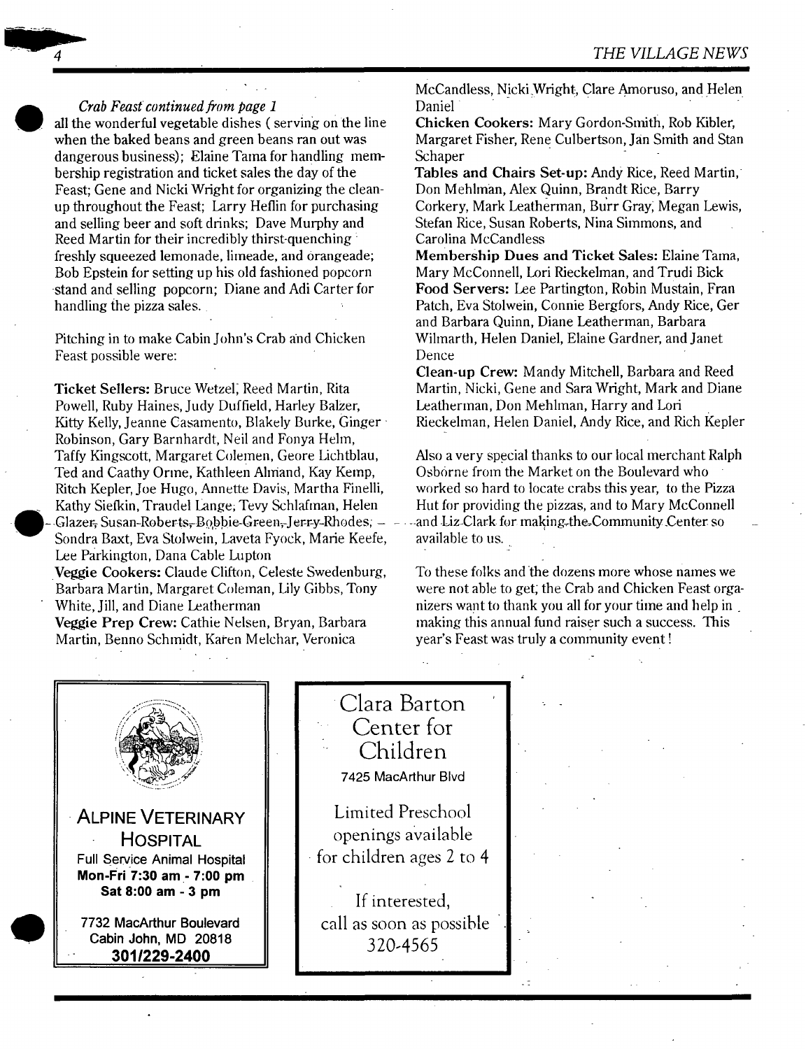*Crab Feast continued from page 1*

all the wonderful vegetable dishes ( serving on the line when the baked beans and green beans ran out was dangerous business); Elaine Tama for handling membership registration and ticket sales the day of the Feast; Gene and Nicki Wright for organizing the clean-up throughout the Feast; Larry Heflin for purchasing and selling beer and soft drinks; Dave Murphy and Reed Martin for their incredibly thirst-quenching freshly squeezed lemonade, limeade, and orangeade; Bob Epstein for setting up his old fashioned popcorn stand and selling popcorn; Diane and Adi Carter for handling the pizza sales.

Pitching in to make Cabin John's Crab and Chicken Feast possible were:

**Ticket Sellers:** Bruce Wetzel, Reed Martin, Rita Powell, Ruby Haines, Judy Duffield, Harley Balzer, Kitty Kelly, Jeanne Casamento, Blakely Burke, Ginger Robinson, Gary Barnhardt, Neil and Fonya Helm, Taffy Kingscott, Margaret Colemen, Geore Lichtblau, Ted and Caathy Orme, Kathleen Almand, Kay Kemp, Ritch Kepler, Joe Hugo, Annette Davis, Martha Finelli, Kathy Siefkin, Traudel Lange, Tevy Schlafman, Helen Glazer, Susan Roberts, Bobbie Green, Jerry Rhodes, Sondra Baxt, Eva Stolwein, Laveta Fyock, Marie Keefe, Lee Parkington, Dana Cable Lupton

**Veggie Cookers:** Claude Clifton, Celeste Swedenburg, Barbara Martin, Margaret Coleman, Lily Gibbs, Tony White, Jill, and Diane Leatherman

**Veggie Prep Crew:** Cathie Nelsen, Bryan, Barbara Martin, Benno Schmidt, Karen Melchar, Veronica McCandless, Nicki Wright, Clare Amoruso, and Helen Daniel

**Chicken Cookers:** Mary Gordon-Smith, Rob Kibler, Margaret Fisher, Rene Culbertson, Jan Smith and Stan Schaper

**Tables and Chairs Set-up:** Andy Rice, Reed Martin, Don Mehlman, Alex Quinn, Brandt Rice, Barry Corkery, Mark Leatherman, Burr Gray, Megan Lewis, Stefan Rice, Susan Roberts, Nina Simmons, and Carolina McCandless

**Membership Dues and Ticket Sales:** Elaine Tama, Mary McConnell, Lori Rieckelman, and Trudi Bick

**Food Servers:** Lee Partington, Robin Mustain, Fran Patch, Eva Stolwein, Connie Bergfors, Andy Rice, Ger and Barbara Quinn, Diane Leatherman, Barbara Wilmarth, Helen Daniel, Elaine Gardner, and Janet Dence

**Clean-up Crew:** Mandy Mitchell, Barbara and Reed Martin, Nicki, Gene and Sara Wright, Mark and Diane Leatherman, Don Mehlman, Harry and Lori Rieckelman, Helen Daniel, Andy Rice, and Rich Kepler

Also a very special thanks to our local merchant Ralph Osborne from the Market on the Boulevard who worked so hard to locate crabs this year, to the Pizza Hut for providing the pizzas, and to Mary McConnell and Liz Clark for making the Community Center so available to us.

To these folks and the dozens more whose names we were not able to get, the Crab and Chicken Feast organizers want to thank you all for your time and help in making this annual fund raiser such a success. This year's Feast was truly a community event!

---

**ALPINE VETERINARY HOSPITAL**

Full Service Animal Hospital

**Mon-Fri 7:30 am - 7:00 pm**

**Sat 8:00 am - 3 pm**

7732 MacArthur Boulevard

Cabin John, MD 20818

**301/229-2400**

---

Clara Barton Center for Children

7425 MacArthur Blvd

Limited Preschool openings available for children ages 2 to 4

If interested, call as soon as possible

320-4565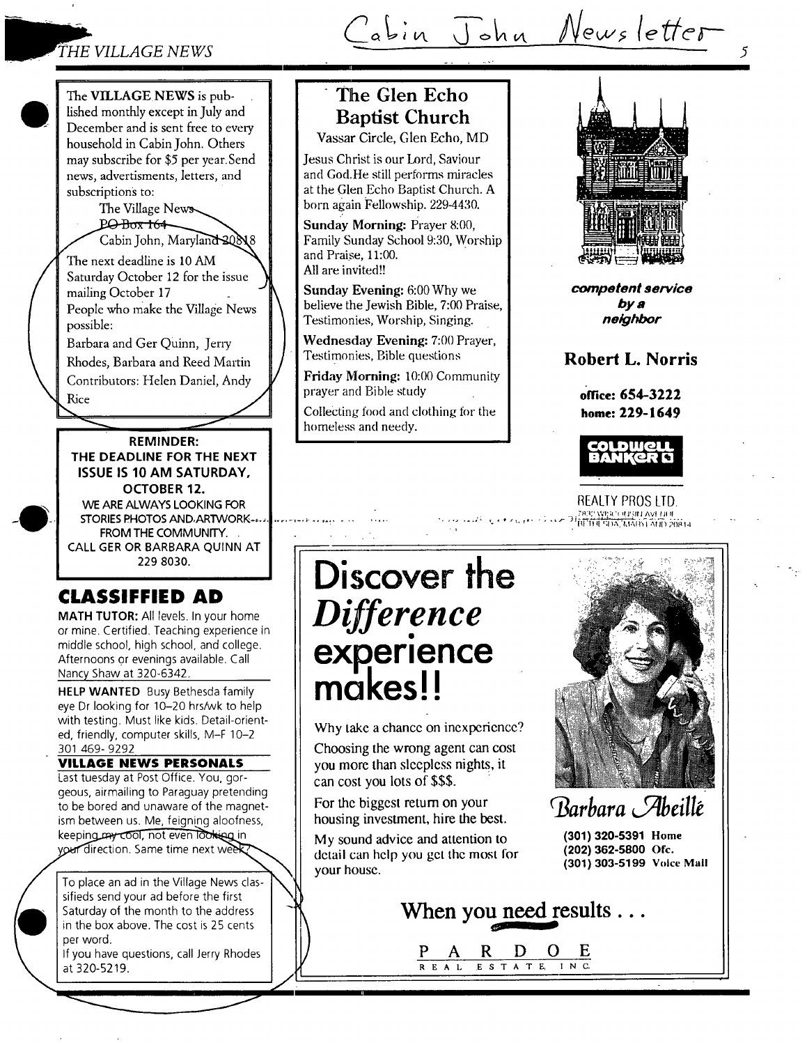Cabin John Newsletter

The **VILLAGE NEWS** is published monthly except in July and December and is sent free to every household in Cabin John. Others may subscribe for $5 per year. Send news, advertisments, letters, and subscriptions to:

The Village News
PO Box 164
Cabin John, Maryland 20818

The next deadline is 10 AM Saturday October 12 for the issue mailing October 17

People who make the Village News possible:

Barbara and Ger Quinn, Jerry Rhodes, Barbara and Reed Martin

Contributors: Helen Daniel, Andy Rice

**REMINDER:**
**THE DEADLINE FOR THE NEXT ISSUE IS 10 AM SATURDAY, OCTOBER 12.**
WE ARE ALWAYS LOOKING FOR STORIES PHOTOS AND ARTWORK FROM THE COMMUNITY.
CALL GER OR BARBARA QUINN AT 229 8030.

## CLASSIFFIED AD

**MATH TUTOR:** All levels. In your home or mine. Certified. Teaching experience in middle school, high school, and college. Afternoons or evenings available. Call Nancy Shaw at 320-6342.

**HELP WANTED** Busy Bethesda family eye Dr looking for 10–20 hrs/wk to help with testing. Must like kids. Detail-oriented, friendly, computer skills, M–F 10–2 301 469- 9292

**VILLAGE NEWS PERSONALS**

Last tuesday at Post Office. You, gorgeous, airmailing to Paraguay pretending to be bored and unaware of the magnetism between us. Me, feigning aloofness, keeping my cool, not even looking in your direction. Same time next week?

To place an ad in the Village News classifieds send your ad before the first Saturday of the month to the address in the box above. The cost is 25 cents per word.
If you have questions, call Jerry Rhodes at 320-5219.

## The Glen Echo Baptist Church

Vassar Circle, Glen Echo, MD

Jesus Christ is our Lord, Saviour and God. He still performs miracles at the Glen Echo Baptist Church. A born again Fellowship. 229-4430.

**Sunday Morning:** Prayer 8:00, Family Sunday School 9:30, Worship and Praise, 11:00.
All are invited!!

**Sunday Evening:** 6:00 Why we believe the Jewish Bible, 7:00 Praise, Testimonies, Worship, Singing.

**Wednesday Evening:** 7:00 Prayer, Testimonies, Bible questions

**Friday Morning:** 10:00 Community prayer and Bible study

Collecting food and clothing for the homeless and needy.

***competent service by a neighbor***

**Robert L. Norris**

**office: 654-3222**
**home: 229-1649**

COLDWELL BANKER

REALTY PROS LTD.
7830 WISCONSIN AVENUE
BETHESDA, MARYLAND 20814

# Discover the *Difference* experience makes!!

Why take a chance on inexperience?

Choosing the wrong agent can cost you more than sleepless nights, it can cost you lots of $$$.

For the biggest return on your housing investment, hire the best.

My sound advice and attention to detail can help you get the most for your house.

*Barbara Abeillé*

**(301) 320-5391 Home**
**(202) 362-5800 Ofc.**
**(301) 303-5199 Voice Mail**

**When you need results . . .**

PARDOE
REAL ESTATE INC.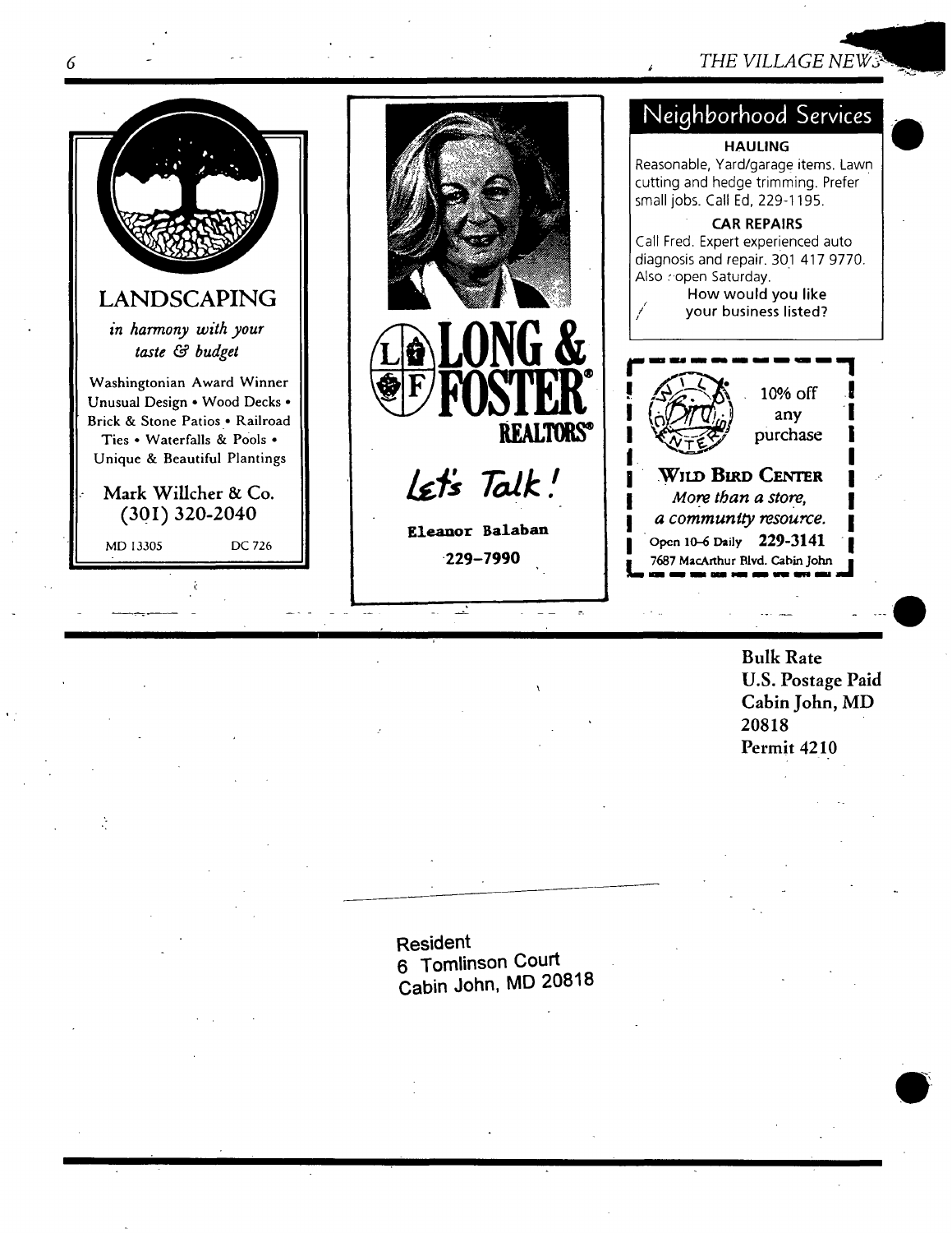## LANDSCAPING

*in harmony with your taste & budget*

Washingtonian Award Winner
Unusual Design • Wood Decks • Brick & Stone Patios • Railroad Ties • Waterfalls & Pools • Unique & Beautiful Plantings

Mark Willcher & Co.
(301) 320-2040

MD 13305 DC 726

---

## LONG & FOSTER® REALTORS®

*Let's Talk!*

**Eleanor Balaban**
229-7990

---

## Neighborhood Services

**HAULING**

Reasonable, Yard/garage items. Lawn cutting and hedge trimming. Prefer small jobs. Call Ed, 229-1195.

**CAR REPAIRS**

Call Fred. Expert experienced auto diagnosis and repair. 301 417 9770. Also open Saturday.

How would you like your business listed?

---

10% off any purchase

**WILD BIRD CENTER**

*More than a store, a community resource.*

Open 10-6 Daily **229-3141**
7687 MacArthur Blvd. Cabin John

---

**Bulk Rate**
**U.S. Postage Paid**
**Cabin John, MD**
**20818**
**Permit 4210**

Resident
6 Tomlinson Court
Cabin John, MD 20818